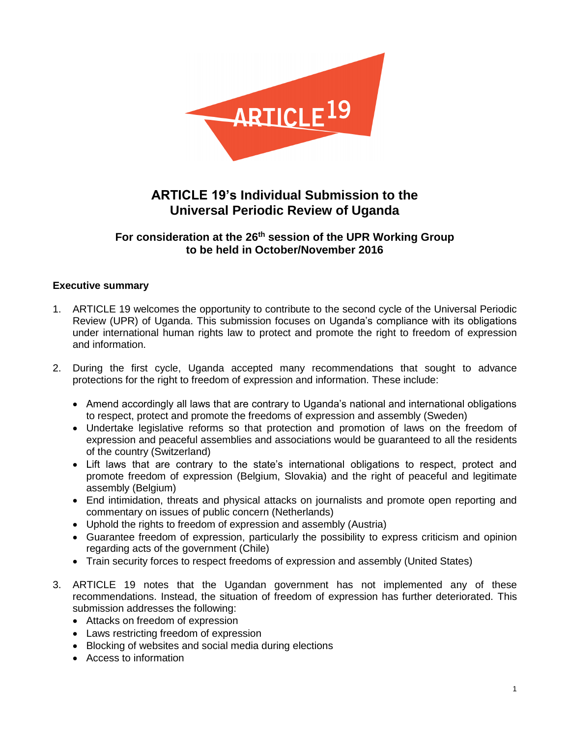# ARTICLE 19's Individual Submission to the Universal Periodic Review of Uganda

### For consideration at the 26th session of the UPR Working Group to be held in October/November 2016

**Executive summary**

1. ARTICLE 19 welcomes the opportunity to contribute to the second cycle of the Universal Periodic Review (UPR) of Uganda. This submission focuses on Uganda's compliance with its obligations under international human rights law to protect and promote the right to freedom of expression and information.

2. During the first cycle, Uganda accepted many recommendations that sought to advance protections for the right to freedom of expression and information. These include:

   - Amend accordingly all laws that are contrary to Uganda's national and international obligations to respect, protect and promote the freedoms of expression and assembly (Sweden)
   - Undertake legislative reforms so that protection and promotion of laws on the freedom of expression and peaceful assemblies and associations would be guaranteed to all the residents of the country (Switzerland)
   - Lift laws that are contrary to the state's international obligations to respect, protect and promote freedom of expression (Belgium, Slovakia) and the right of peaceful and legitimate assembly (Belgium)
   - End intimidation, threats and physical attacks on journalists and promote open reporting and commentary on issues of public concern (Netherlands)
   - Uphold the rights to freedom of expression and assembly (Austria)
   - Guarantee freedom of expression, particularly the possibility to express criticism and opinion regarding acts of the government (Chile)
   - Train security forces to respect freedoms of expression and assembly (United States)

3. ARTICLE 19 notes that the Ugandan government has not implemented any of these recommendations. Instead, the situation of freedom of expression has further deteriorated. This submission addresses the following:
   - Attacks on freedom of expression
   - Laws restricting freedom of expression
   - Blocking of websites and social media during elections
   - Access to information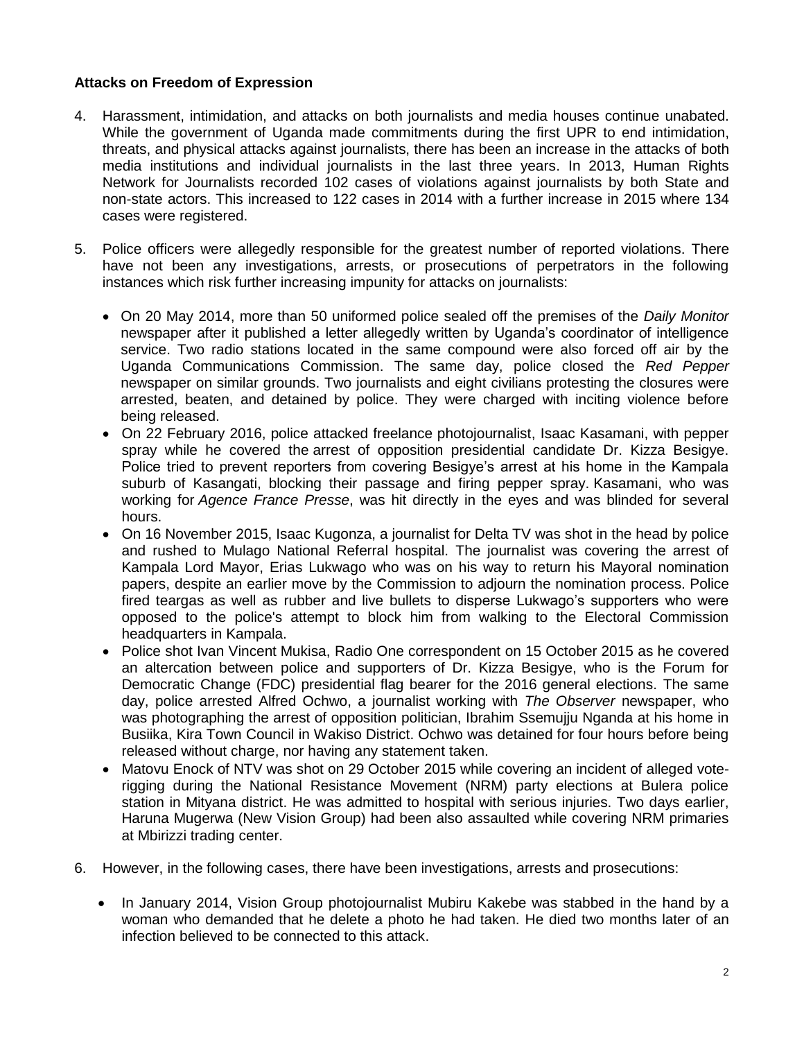**Attacks on Freedom of Expression**

4. Harassment, intimidation, and attacks on both journalists and media houses continue unabated. While the government of Uganda made commitments during the first UPR to end intimidation, threats, and physical attacks against journalists, there has been an increase in the attacks of both media institutions and individual journalists in the last three years. In 2013, Human Rights Network for Journalists recorded 102 cases of violations against journalists by both State and non-state actors. This increased to 122 cases in 2014 with a further increase in 2015 where 134 cases were registered.

5. Police officers were allegedly responsible for the greatest number of reported violations. There have not been any investigations, arrests, or prosecutions of perpetrators in the following instances which risk further increasing impunity for attacks on journalists:

    - On 20 May 2014, more than 50 uniformed police sealed off the premises of the *Daily Monitor* newspaper after it published a letter allegedly written by Uganda's coordinator of intelligence service. Two radio stations located in the same compound were also forced off air by the Uganda Communications Commission. The same day, police closed the *Red Pepper* newspaper on similar grounds. Two journalists and eight civilians protesting the closures were arrested, beaten, and detained by police. They were charged with inciting violence before being released.
    - On 22 February 2016, police attacked freelance photojournalist, Isaac Kasamani, with pepper spray while he covered the arrest of opposition presidential candidate Dr. Kizza Besigye. Police tried to prevent reporters from covering Besigye's arrest at his home in the Kampala suburb of Kasangati, blocking their passage and firing pepper spray. Kasamani, who was working for *Agence France Presse*, was hit directly in the eyes and was blinded for several hours.
    - On 16 November 2015, Isaac Kugonza, a journalist for Delta TV was shot in the head by police and rushed to Mulago National Referral hospital. The journalist was covering the arrest of Kampala Lord Mayor, Erias Lukwago who was on his way to return his Mayoral nomination papers, despite an earlier move by the Commission to adjourn the nomination process. Police fired teargas as well as rubber and live bullets to disperse Lukwago's supporters who were opposed to the police's attempt to block him from walking to the Electoral Commission headquarters in Kampala.
    - Police shot Ivan Vincent Mukisa, Radio One correspondent on 15 October 2015 as he covered an altercation between police and supporters of Dr. Kizza Besigye, who is the Forum for Democratic Change (FDC) presidential flag bearer for the 2016 general elections. The same day, police arrested Alfred Ochwo, a journalist working with *The Observer* newspaper, who was photographing the arrest of opposition politician, Ibrahim Ssemujju Nganda at his home in Busiika, Kira Town Council in Wakiso District. Ochwo was detained for four hours before being released without charge, nor having any statement taken.
    - Matovu Enock of NTV was shot on 29 October 2015 while covering an incident of alleged vote-rigging during the National Resistance Movement (NRM) party elections at Bulera police station in Mityana district. He was admitted to hospital with serious injuries. Two days earlier, Haruna Mugerwa (New Vision Group) had been also assaulted while covering NRM primaries at Mbirizzi trading center.

6. However, in the following cases, there have been investigations, arrests and prosecutions:

    - In January 2014, Vision Group photojournalist Mubiru Kakebe was stabbed in the hand by a woman who demanded that he delete a photo he had taken. He died two months later of an infection believed to be connected to this attack.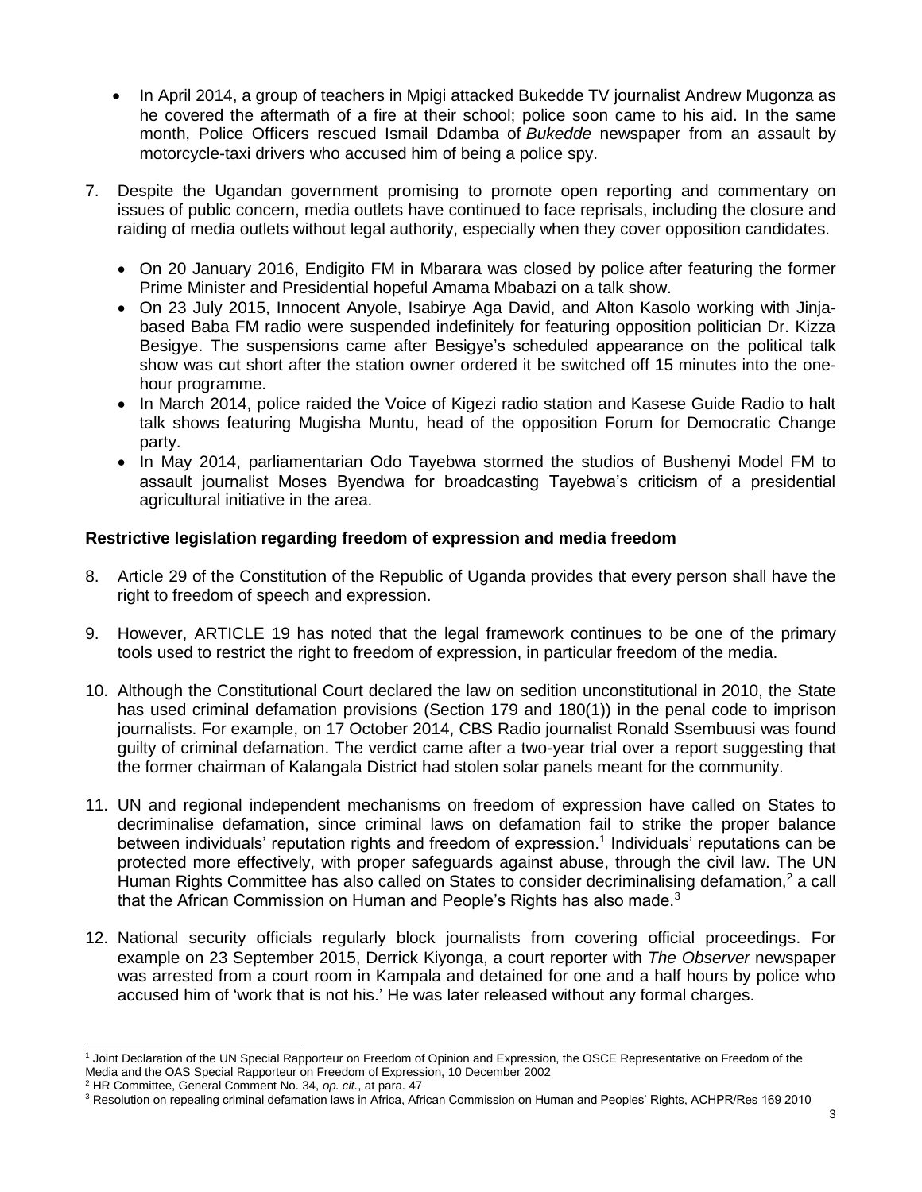- In April 2014, a group of teachers in Mpigi attacked Bukedde TV journalist Andrew Mugonza as he covered the aftermath of a fire at their school; police soon came to his aid. In the same month, Police Officers rescued Ismail Ddamba of *Bukedde* newspaper from an assault by motorcycle-taxi drivers who accused him of being a police spy.

7. Despite the Ugandan government promising to promote open reporting and commentary on issues of public concern, media outlets have continued to face reprisals, including the closure and raiding of media outlets without legal authority, especially when they cover opposition candidates.

   - On 20 January 2016, Endigito FM in Mbarara was closed by police after featuring the former Prime Minister and Presidential hopeful Amama Mbabazi on a talk show.
   - On 23 July 2015, Innocent Anyole, Isabirye Aga David, and Alton Kasolo working with Jinja-based Baba FM radio were suspended indefinitely for featuring opposition politician Dr. Kizza Besigye. The suspensions came after Besigye's scheduled appearance on the political talk show was cut short after the station owner ordered it be switched off 15 minutes into the one-hour programme.
   - In March 2014, police raided the Voice of Kigezi radio station and Kasese Guide Radio to halt talk shows featuring Mugisha Muntu, head of the opposition Forum for Democratic Change party.
   - In May 2014, parliamentarian Odo Tayebwa stormed the studios of Bushenyi Model FM to assault journalist Moses Byendwa for broadcasting Tayebwa's criticism of a presidential agricultural initiative in the area.

**Restrictive legislation regarding freedom of expression and media freedom**

8. Article 29 of the Constitution of the Republic of Uganda provides that every person shall have the right to freedom of speech and expression.

9. However, ARTICLE 19 has noted that the legal framework continues to be one of the primary tools used to restrict the right to freedom of expression, in particular freedom of the media.

10. Although the Constitutional Court declared the law on sedition unconstitutional in 2010, the State has used criminal defamation provisions (Section 179 and 180(1)) in the penal code to imprison journalists. For example, on 17 October 2014, CBS Radio journalist Ronald Ssembuusi was found guilty of criminal defamation. The verdict came after a two-year trial over a report suggesting that the former chairman of Kalangala District had stolen solar panels meant for the community.

11. UN and regional independent mechanisms on freedom of expression have called on States to decriminalise defamation, since criminal laws on defamation fail to strike the proper balance between individuals' reputation rights and freedom of expression.[1] Individuals' reputations can be protected more effectively, with proper safeguards against abuse, through the civil law. The UN Human Rights Committee has also called on States to consider decriminalising defamation,[2] a call that the African Commission on Human and People's Rights has also made.[3]

12. National security officials regularly block journalists from covering official proceedings. For example on 23 September 2015, Derrick Kiyonga, a court reporter with *The Observer* newspaper was arrested from a court room in Kampala and detained for one and a half hours by police who accused him of 'work that is not his.' He was later released without any formal charges.

---

[1] Joint Declaration of the UN Special Rapporteur on Freedom of Opinion and Expression, the OSCE Representative on Freedom of the Media and the OAS Special Rapporteur on Freedom of Expression, 10 December 2002

[2] HR Committee, General Comment No. 34, *op. cit.*, at para. 47

[3] Resolution on repealing criminal defamation laws in Africa, African Commission on Human and Peoples' Rights, ACHPR/Res 169 2010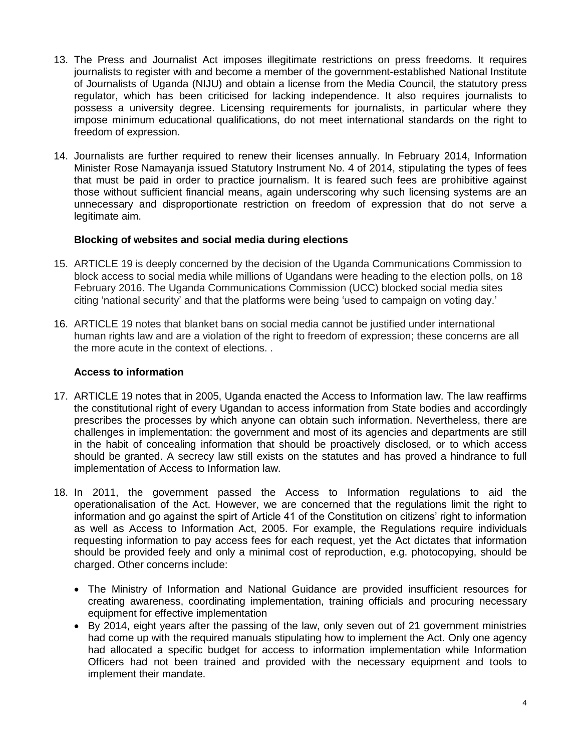13. The Press and Journalist Act imposes illegitimate restrictions on press freedoms. It requires journalists to register with and become a member of the government-established National Institute of Journalists of Uganda (NIJU) and obtain a license from the Media Council, the statutory press regulator, which has been criticised for lacking independence. It also requires journalists to possess a university degree. Licensing requirements for journalists, in particular where they impose minimum educational qualifications, do not meet international standards on the right to freedom of expression.

14. Journalists are further required to renew their licenses annually. In February 2014, Information Minister Rose Namayanja issued Statutory Instrument No. 4 of 2014, stipulating the types of fees that must be paid in order to practice journalism. It is feared such fees are prohibitive against those without sufficient financial means, again underscoring why such licensing systems are an unnecessary and disproportionate restriction on freedom of expression that do not serve a legitimate aim.

**Blocking of websites and social media during elections**

15. ARTICLE 19 is deeply concerned by the decision of the Uganda Communications Commission to block access to social media while millions of Ugandans were heading to the election polls, on 18 February 2016. The Uganda Communications Commission (UCC) blocked social media sites citing 'national security' and that the platforms were being 'used to campaign on voting day.'

16. ARTICLE 19 notes that blanket bans on social media cannot be justified under international human rights law and are a violation of the right to freedom of expression; these concerns are all the more acute in the context of elections. .

**Access to information**

17. ARTICLE 19 notes that in 2005, Uganda enacted the Access to Information law. The law reaffirms the constitutional right of every Ugandan to access information from State bodies and accordingly prescribes the processes by which anyone can obtain such information. Nevertheless, there are challenges in implementation: the government and most of its agencies and departments are still in the habit of concealing information that should be proactively disclosed, or to which access should be granted. A secrecy law still exists on the statutes and has proved a hindrance to full implementation of Access to Information law.

18. In 2011, the government passed the Access to Information regulations to aid the operationalisation of the Act. However, we are concerned that the regulations limit the right to information and go against the spirt of Article 41 of the Constitution on citizens' right to information as well as Access to Information Act, 2005. For example, the Regulations require individuals requesting information to pay access fees for each request, yet the Act dictates that information should be provided feely and only a minimal cost of reproduction, e.g. photocopying, should be charged. Other concerns include:

    - The Ministry of Information and National Guidance are provided insufficient resources for creating awareness, coordinating implementation, training officials and procuring necessary equipment for effective implementation
    - By 2014, eight years after the passing of the law, only seven out of 21 government ministries had come up with the required manuals stipulating how to implement the Act. Only one agency had allocated a specific budget for access to information implementation while Information Officers had not been trained and provided with the necessary equipment and tools to implement their mandate.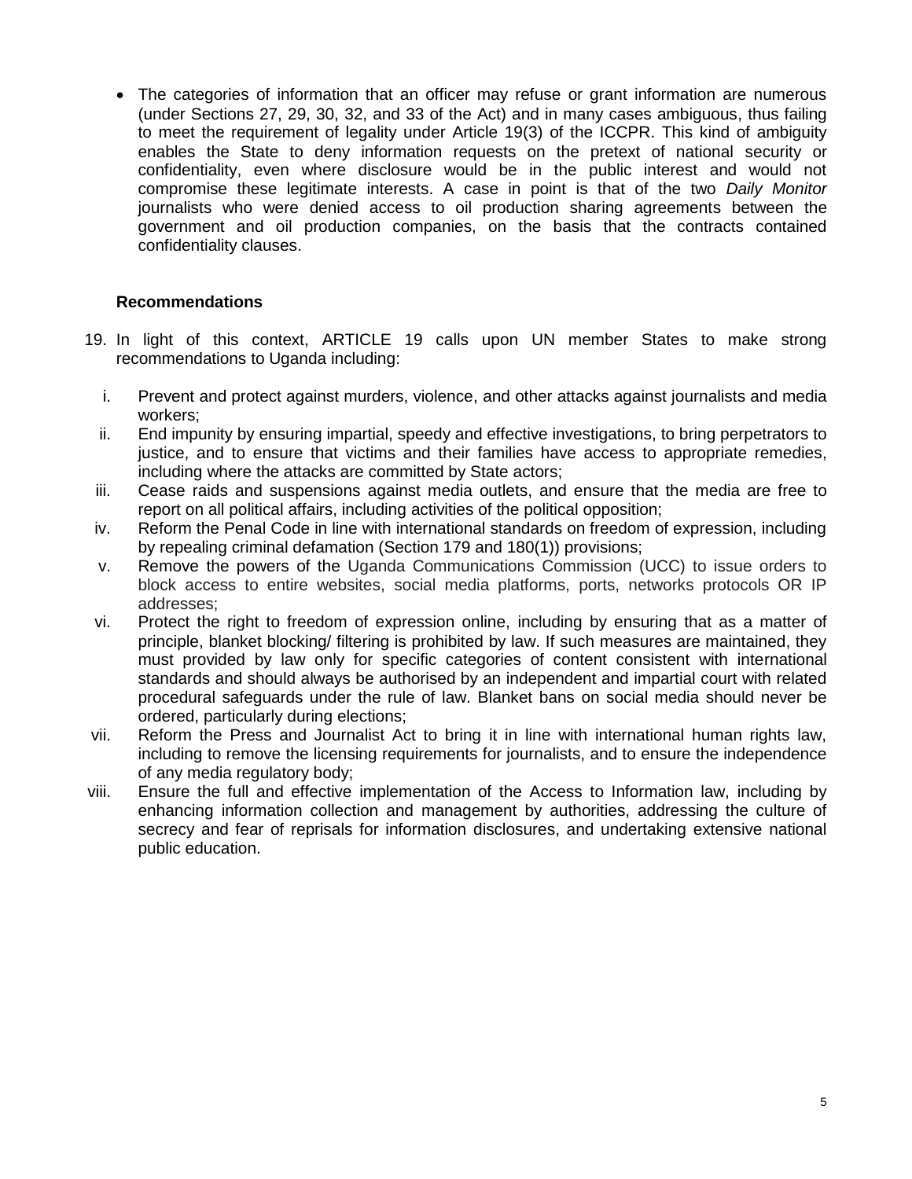- The categories of information that an officer may refuse or grant information are numerous (under Sections 27, 29, 30, 32, and 33 of the Act) and in many cases ambiguous, thus failing to meet the requirement of legality under Article 19(3) of the ICCPR. This kind of ambiguity enables the State to deny information requests on the pretext of national security or confidentiality, even where disclosure would be in the public interest and would not compromise these legitimate interests. A case in point is that of the two *Daily Monitor* journalists who were denied access to oil production sharing agreements between the government and oil production companies, on the basis that the contracts contained confidentiality clauses.

**Recommendations**

19. In light of this context, ARTICLE 19 calls upon UN member States to make strong recommendations to Uganda including:

    i. Prevent and protect against murders, violence, and other attacks against journalists and media workers;
    ii. End impunity by ensuring impartial, speedy and effective investigations, to bring perpetrators to justice, and to ensure that victims and their families have access to appropriate remedies, including where the attacks are committed by State actors;
    iii. Cease raids and suspensions against media outlets, and ensure that the media are free to report on all political affairs, including activities of the political opposition;
    iv. Reform the Penal Code in line with international standards on freedom of expression, including by repealing criminal defamation (Section 179 and 180(1)) provisions;
    v. Remove the powers of the Uganda Communications Commission (UCC) to issue orders to block access to entire websites, social media platforms, ports, networks protocols OR IP addresses;
    vi. Protect the right to freedom of expression online, including by ensuring that as a matter of principle, blanket blocking/ filtering is prohibited by law. If such measures are maintained, they must provided by law only for specific categories of content consistent with international standards and should always be authorised by an independent and impartial court with related procedural safeguards under the rule of law. Blanket bans on social media should never be ordered, particularly during elections;
    vii. Reform the Press and Journalist Act to bring it in line with international human rights law, including to remove the licensing requirements for journalists, and to ensure the independence of any media regulatory body;
    viii. Ensure the full and effective implementation of the Access to Information law, including by enhancing information collection and management by authorities, addressing the culture of secrecy and fear of reprisals for information disclosures, and undertaking extensive national public education.